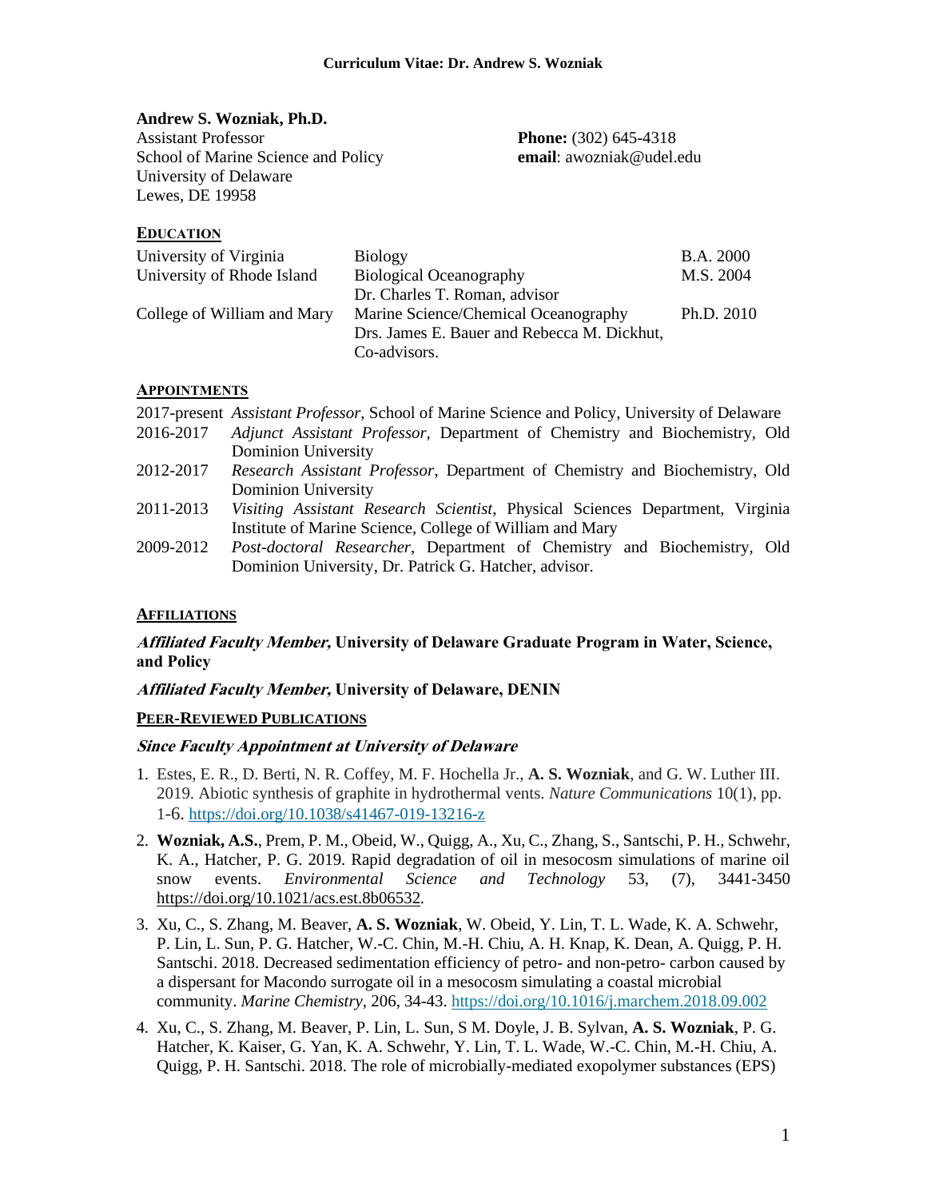**Andrew S. Wozniak, Ph.D.**
Assistant Professor
School of Marine Science and Policy
University of Delaware
Lewes, DE 19958

**Phone:** (302) 645-4318
**email**: awozniak@udel.edu

## EDUCATION

| | | |
|---|---|---|
| University of Virginia | Biology | B.A. 2000 |
| University of Rhode Island | Biological Oceanography<br>Dr. Charles T. Roman, advisor | M.S. 2004 |
| College of William and Mary | Marine Science/Chemical Oceanography<br>Drs. James E. Bauer and Rebecca M. Dickhut, Co-advisors. | Ph.D. 2010 |

## APPOINTMENTS

- 2017-present *Assistant Professor*, School of Marine Science and Policy, University of Delaware
- 2016-2017 *Adjunct Assistant Professor*, Department of Chemistry and Biochemistry, Old Dominion University
- 2012-2017 *Research Assistant Professor*, Department of Chemistry and Biochemistry, Old Dominion University
- 2011-2013 *Visiting Assistant Research Scientist*, Physical Sciences Department, Virginia Institute of Marine Science, College of William and Mary
- 2009-2012 *Post-doctoral Researcher*, Department of Chemistry and Biochemistry, Old Dominion University, Dr. Patrick G. Hatcher, advisor.

## AFFILIATIONS

***Affiliated Faculty Member,* University of Delaware Graduate Program in Water, Science, and Policy**

***Affiliated Faculty Member,* University of Delaware, DENIN**

## PEER-REVIEWED PUBLICATIONS

### *Since Faculty Appointment at University of Delaware*

1. Estes, E. R., D. Berti, N. R. Coffey, M. F. Hochella Jr., **A. S. Wozniak**, and G. W. Luther III. 2019. Abiotic synthesis of graphite in hydrothermal vents. *Nature Communications* 10(1), pp. 1-6. https://doi.org/10.1038/s41467-019-13216-z
2. **Wozniak, A.S.**, Prem, P. M., Obeid, W., Quigg, A., Xu, C., Zhang, S., Santschi, P. H., Schwehr, K. A., Hatcher, P. G. 2019. Rapid degradation of oil in mesocosm simulations of marine oil snow events. *Environmental Science and Technology* 53, (7), 3441-3450 https://doi.org/10.1021/acs.est.8b06532.
3. Xu, C., S. Zhang, M. Beaver, **A. S. Wozniak**, W. Obeid, Y. Lin, T. L. Wade, K. A. Schwehr, P. Lin, L. Sun, P. G. Hatcher, W.-C. Chin, M.-H. Chiu, A. H. Knap, K. Dean, A. Quigg, P. H. Santschi. 2018. Decreased sedimentation efficiency of petro- and non-petro- carbon caused by a dispersant for Macondo surrogate oil in a mesocosm simulating a coastal microbial community. *Marine Chemistry*, 206, 34-43. https://doi.org/10.1016/j.marchem.2018.09.002
4. Xu, C., S. Zhang, M. Beaver, P. Lin, L. Sun, S M. Doyle, J. B. Sylvan, **A. S. Wozniak**, P. G. Hatcher, K. Kaiser, G. Yan, K. A. Schwehr, Y. Lin, T. L. Wade, W.-C. Chin, M.-H. Chiu, A. Quigg, P. H. Santschi. 2018. The role of microbially-mediated exopolymer substances (EPS)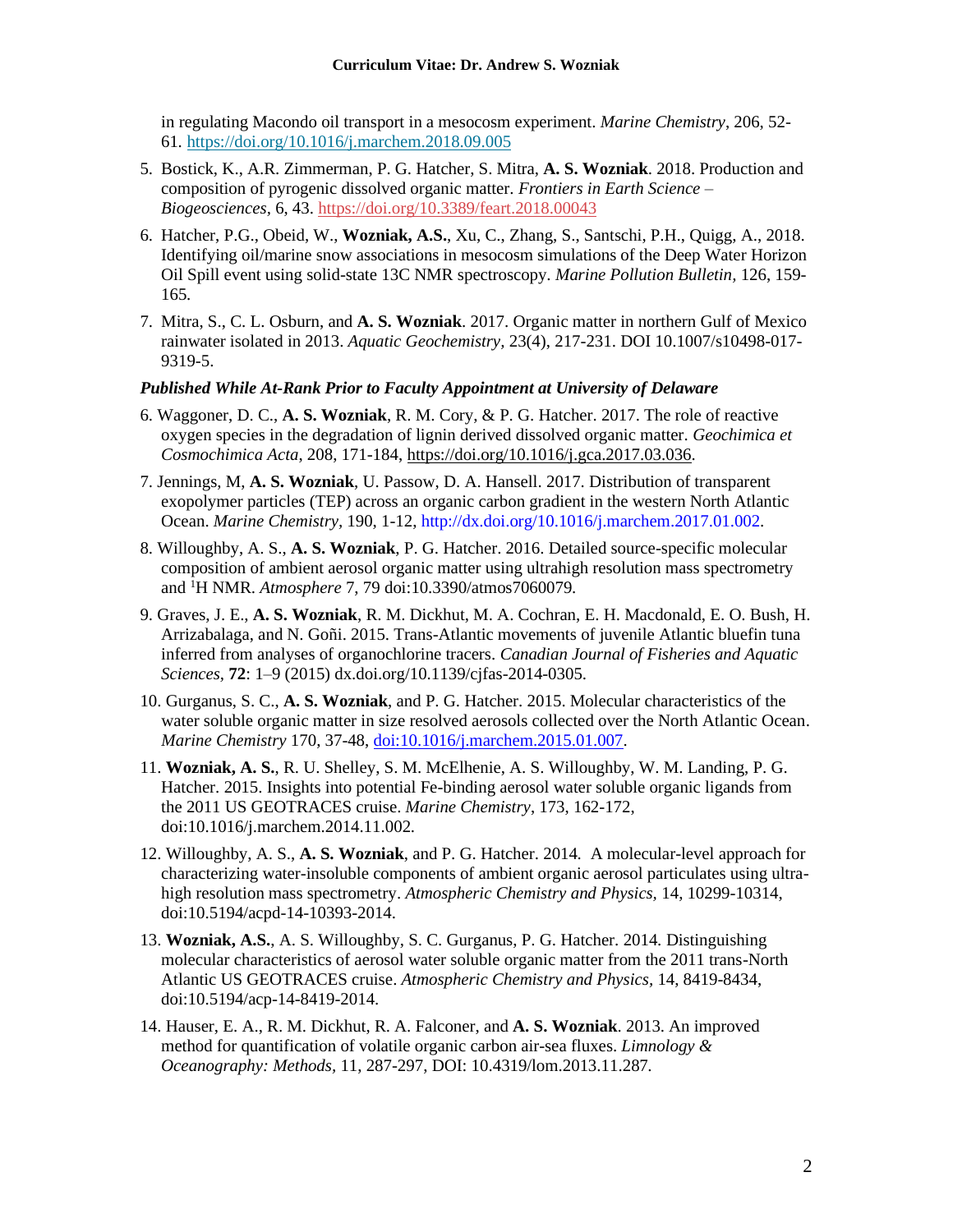in regulating Macondo oil transport in a mesocosm experiment. *Marine Chemistry*, 206, 52-61. https://doi.org/10.1016/j.marchem.2018.09.005

5. Bostick, K., A.R. Zimmerman, P. G. Hatcher, S. Mitra, **A. S. Wozniak**. 2018. Production and composition of pyrogenic dissolved organic matter. *Frontiers in Earth Science – Biogeosciences*, 6, 43. https://doi.org/10.3389/feart.2018.00043

6. Hatcher, P.G., Obeid, W., **Wozniak, A.S.**, Xu, C., Zhang, S., Santschi, P.H., Quigg, A., 2018. Identifying oil/marine snow associations in mesocosm simulations of the Deep Water Horizon Oil Spill event using solid-state 13C NMR spectroscopy. *Marine Pollution Bulletin*, 126, 159-165.

7. Mitra, S., C. L. Osburn, and **A. S. Wozniak**. 2017. Organic matter in northern Gulf of Mexico rainwater isolated in 2013. *Aquatic Geochemistry*, 23(4), 217-231. DOI 10.1007/s10498-017-9319-5.

***Published While At-Rank Prior to Faculty Appointment at University of Delaware***

6. Waggoner, D. C., **A. S. Wozniak**, R. M. Cory, & P. G. Hatcher. 2017. The role of reactive oxygen species in the degradation of lignin derived dissolved organic matter. *Geochimica et Cosmochimica Acta*, 208, 171-184, https://doi.org/10.1016/j.gca.2017.03.036.

7. Jennings, M, **A. S. Wozniak**, U. Passow, D. A. Hansell. 2017. Distribution of transparent exopolymer particles (TEP) across an organic carbon gradient in the western North Atlantic Ocean. *Marine Chemistry*, 190, 1-12, http://dx.doi.org/10.1016/j.marchem.2017.01.002.

8. Willoughby, A. S., **A. S. Wozniak**, P. G. Hatcher. 2016. Detailed source-specific molecular composition of ambient aerosol organic matter using ultrahigh resolution mass spectrometry and $^{1}$H NMR. *Atmosphere* 7, 79 doi:10.3390/atmos7060079.

9. Graves, J. E., **A. S. Wozniak**, R. M. Dickhut, M. A. Cochran, E. H. Macdonald, E. O. Bush, H. Arrizabalaga, and N. Goñi. 2015. Trans-Atlantic movements of juvenile Atlantic bluefin tuna inferred from analyses of organochlorine tracers. *Canadian Journal of Fisheries and Aquatic Sciences*, **72**: 1–9 (2015) dx.doi.org/10.1139/cjfas-2014-0305.

10. Gurganus, S. C., **A. S. Wozniak**, and P. G. Hatcher. 2015. Molecular characteristics of the water soluble organic matter in size resolved aerosols collected over the North Atlantic Ocean. *Marine Chemistry* 170, 37-48, doi:10.1016/j.marchem.2015.01.007.

11. **Wozniak, A. S.**, R. U. Shelley, S. M. McElhenie, A. S. Willoughby, W. M. Landing, P. G. Hatcher. 2015. Insights into potential Fe-binding aerosol water soluble organic ligands from the 2011 US GEOTRACES cruise. *Marine Chemistry*, 173, 162-172, doi:10.1016/j.marchem.2014.11.002.

12. Willoughby, A. S., **A. S. Wozniak**, and P. G. Hatcher. 2014. A molecular-level approach for characterizing water-insoluble components of ambient organic aerosol particulates using ultra-high resolution mass spectrometry. *Atmospheric Chemistry and Physics*, 14, 10299-10314, doi:10.5194/acpd-14-10393-2014.

13. **Wozniak, A.S.**, A. S. Willoughby, S. C. Gurganus, P. G. Hatcher. 2014. Distinguishing molecular characteristics of aerosol water soluble organic matter from the 2011 trans-North Atlantic US GEOTRACES cruise. *Atmospheric Chemistry and Physics*, 14, 8419-8434, doi:10.5194/acp-14-8419-2014.

14. Hauser, E. A., R. M. Dickhut, R. A. Falconer, and **A. S. Wozniak**. 2013. An improved method for quantification of volatile organic carbon air-sea fluxes. *Limnology & Oceanography: Methods*, 11, 287-297, DOI: 10.4319/lom.2013.11.287.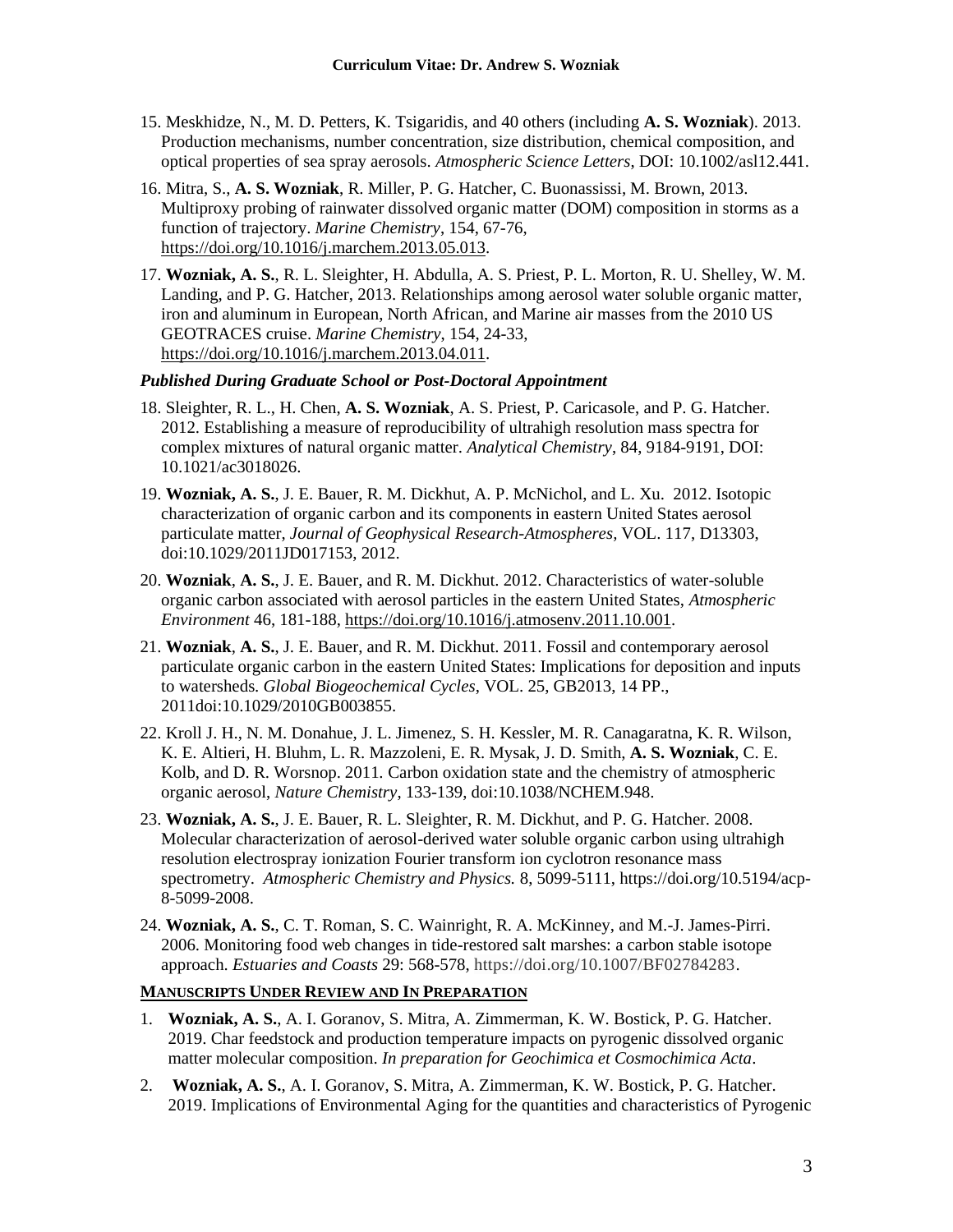15. Meskhidze, N., M. D. Petters, K. Tsigaridis, and 40 others (including **A. S. Wozniak**). 2013. Production mechanisms, number concentration, size distribution, chemical composition, and optical properties of sea spray aerosols. *Atmospheric Science Letters*, DOI: 10.1002/asl12.441.

16. Mitra, S., **A. S. Wozniak**, R. Miller, P. G. Hatcher, C. Buonassissi, M. Brown, 2013. Multiproxy probing of rainwater dissolved organic matter (DOM) composition in storms as a function of trajectory. *Marine Chemistry*, 154, 67-76, https://doi.org/10.1016/j.marchem.2013.05.013.

17. **Wozniak, A. S.**, R. L. Sleighter, H. Abdulla, A. S. Priest, P. L. Morton, R. U. Shelley, W. M. Landing, and P. G. Hatcher, 2013. Relationships among aerosol water soluble organic matter, iron and aluminum in European, North African, and Marine air masses from the 2010 US GEOTRACES cruise. *Marine Chemistry*, 154, 24-33, https://doi.org/10.1016/j.marchem.2013.04.011.

### *Published During Graduate School or Post-Doctoral Appointment*

18. Sleighter, R. L., H. Chen, **A. S. Wozniak**, A. S. Priest, P. Caricasole, and P. G. Hatcher. 2012. Establishing a measure of reproducibility of ultrahigh resolution mass spectra for complex mixtures of natural organic matter. *Analytical Chemistry*, 84, 9184-9191, DOI: 10.1021/ac3018026.

19. **Wozniak, A. S.**, J. E. Bauer, R. M. Dickhut, A. P. McNichol, and L. Xu. 2012. Isotopic characterization of organic carbon and its components in eastern United States aerosol particulate matter, *Journal of Geophysical Research-Atmospheres*, VOL. 117, D13303, doi:10.1029/2011JD017153, 2012.

20. **Wozniak**, **A. S.**, J. E. Bauer, and R. M. Dickhut. 2012. Characteristics of water-soluble organic carbon associated with aerosol particles in the eastern United States, *Atmospheric Environment* 46, 181-188, https://doi.org/10.1016/j.atmosenv.2011.10.001.

21. **Wozniak**, **A. S.**, J. E. Bauer, and R. M. Dickhut. 2011. Fossil and contemporary aerosol particulate organic carbon in the eastern United States: Implications for deposition and inputs to watersheds. *Global Biogeochemical Cycles*, VOL. 25, GB2013, 14 PP., 2011doi:10.1029/2010GB003855.

22. Kroll J. H., N. M. Donahue, J. L. Jimenez, S. H. Kessler, M. R. Canagaratna, K. R. Wilson, K. E. Altieri, H. Bluhm, L. R. Mazzoleni, E. R. Mysak, J. D. Smith, **A. S. Wozniak**, C. E. Kolb, and D. R. Worsnop. 2011. Carbon oxidation state and the chemistry of atmospheric organic aerosol, *Nature Chemistry*, 133-139, doi:10.1038/NCHEM.948.

23. **Wozniak, A. S.**, J. E. Bauer, R. L. Sleighter, R. M. Dickhut, and P. G. Hatcher. 2008. Molecular characterization of aerosol-derived water soluble organic carbon using ultrahigh resolution electrospray ionization Fourier transform ion cyclotron resonance mass spectrometry. *Atmospheric Chemistry and Physics.* 8, 5099-5111, https://doi.org/10.5194/acp-8-5099-2008.

24. **Wozniak, A. S.**, C. T. Roman, S. C. Wainright, R. A. McKinney, and M.-J. James-Pirri. 2006. Monitoring food web changes in tide-restored salt marshes: a carbon stable isotope approach. *Estuaries and Coasts* 29: 568-578, https://doi.org/10.1007/BF02784283.

## MANUSCRIPTS UNDER REVIEW AND IN PREPARATION

1. **Wozniak, A. S.**, A. I. Goranov, S. Mitra, A. Zimmerman, K. W. Bostick, P. G. Hatcher. 2019. Char feedstock and production temperature impacts on pyrogenic dissolved organic matter molecular composition. *In preparation for Geochimica et Cosmochimica Acta*.

2. **Wozniak, A. S.**, A. I. Goranov, S. Mitra, A. Zimmerman, K. W. Bostick, P. G. Hatcher. 2019. Implications of Environmental Aging for the quantities and characteristics of Pyrogenic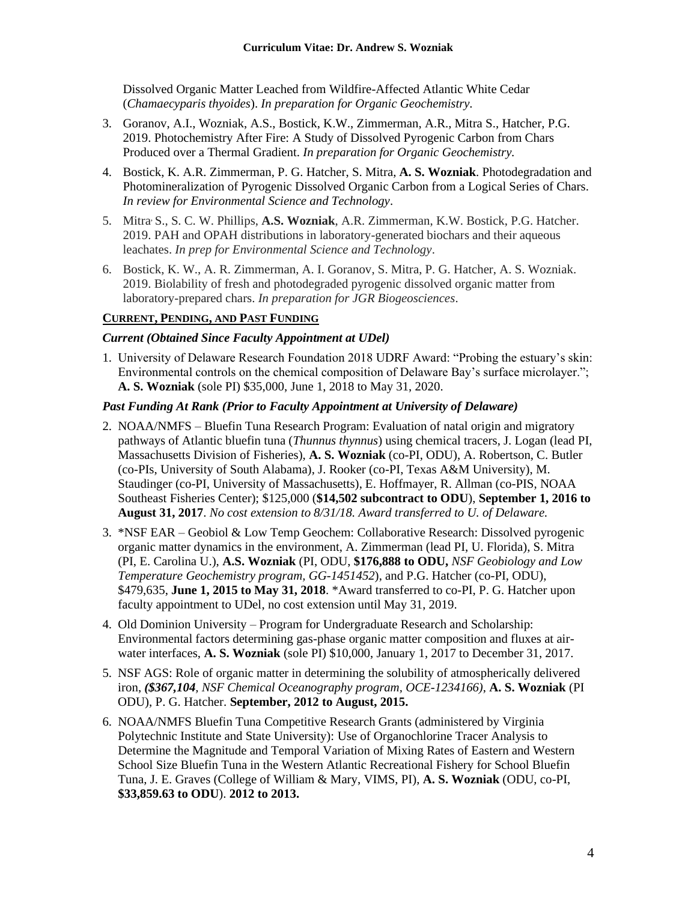Dissolved Organic Matter Leached from Wildfire-Affected Atlantic White Cedar (*Chamaecyparis thyoides*). *In preparation for Organic Geochemistry*.

3. Goranov, A.I., Wozniak, A.S., Bostick, K.W., Zimmerman, A.R., Mitra S., Hatcher, P.G. 2019. Photochemistry After Fire: A Study of Dissolved Pyrogenic Carbon from Chars Produced over a Thermal Gradient. *In preparation for Organic Geochemistry.*
4. Bostick, K. A.R. Zimmerman, P. G. Hatcher, S. Mitra, **A. S. Wozniak**. Photodegradation and Photomineralization of Pyrogenic Dissolved Organic Carbon from a Logical Series of Chars. *In review for Environmental Science and Technology*.
5. Mitra, S., S. C. W. Phillips, **A.S. Wozniak**, A.R. Zimmerman, K.W. Bostick, P.G. Hatcher. 2019. PAH and OPAH distributions in laboratory-generated biochars and their aqueous leachates. *In prep for Environmental Science and Technology*.
6. Bostick, K. W., A. R. Zimmerman, A. I. Goranov, S. Mitra, P. G. Hatcher, A. S. Wozniak. 2019. Biolability of fresh and photodegraded pyrogenic dissolved organic matter from laboratory-prepared chars. *In preparation for JGR Biogeosciences*.

## CURRENT, PENDING, AND PAST FUNDING

### *Current (Obtained Since Faculty Appointment at UDel)*

1. University of Delaware Research Foundation 2018 UDRF Award: "Probing the estuary's skin: Environmental controls on the chemical composition of Delaware Bay's surface microlayer."; **A. S. Wozniak** (sole PI) $35,000, June 1, 2018 to May 31, 2020.

### *Past Funding At Rank (Prior to Faculty Appointment at University of Delaware)*

2. NOAA/NMFS – Bluefin Tuna Research Program: Evaluation of natal origin and migratory pathways of Atlantic bluefin tuna (*Thunnus thynnus*) using chemical tracers, J. Logan (lead PI, Massachusetts Division of Fisheries), **A. S. Wozniak** (co-PI, ODU), A. Robertson, C. Butler (co-PIs, University of South Alabama), J. Rooker (co-PI, Texas A&M University), M. Staudinger (co-PI, University of Massachusetts), E. Hoffmayer, R. Allman (co-PIS, NOAA Southeast Fisheries Center); $125,000 (**$14,502 subcontract to ODU**), **September 1, 2016 to August 31, 2017**. *No cost extension to 8/31/18. Award transferred to U. of Delaware.*
3. *NSF EAR – Geobiol & Low Temp Geochem: Collaborative Research: Dissolved pyrogenic organic matter dynamics in the environment, A. Zimmerman (lead PI, U. Florida), S. Mitra (PI, E. Carolina U.), **A.S. Wozniak** (PI, ODU, **$176,888 to ODU,** *NSF Geobiology and Low Temperature Geochemistry program, GG-1451452*), and P.G. Hatcher (co-PI, ODU), $479,635, **June 1, 2015 to May 31, 2018**. *Award transferred to co-PI, P. G. Hatcher upon faculty appointment to UDel, no cost extension until May 31, 2019.
4. Old Dominion University – Program for Undergraduate Research and Scholarship: Environmental factors determining gas-phase organic matter composition and fluxes at air-water interfaces, **A. S. Wozniak** (sole PI) $10,000, January 1, 2017 to December 31, 2017.
5. NSF AGS: Role of organic matter in determining the solubility of atmospherically delivered iron, ***($367,104**, NSF Chemical Oceanography program, OCE-1234166)*, **A. S. Wozniak** (PI ODU), P. G. Hatcher. **September, 2012 to August, 2015.**
6. NOAA/NMFS Bluefin Tuna Competitive Research Grants (administered by Virginia Polytechnic Institute and State University): Use of Organochlorine Tracer Analysis to Determine the Magnitude and Temporal Variation of Mixing Rates of Eastern and Western School Size Bluefin Tuna in the Western Atlantic Recreational Fishery for School Bluefin Tuna, J. E. Graves (College of William & Mary, VIMS, PI), **A. S. Wozniak** (ODU, co-PI, **$33,859.63 to ODU**). **2012 to 2013.**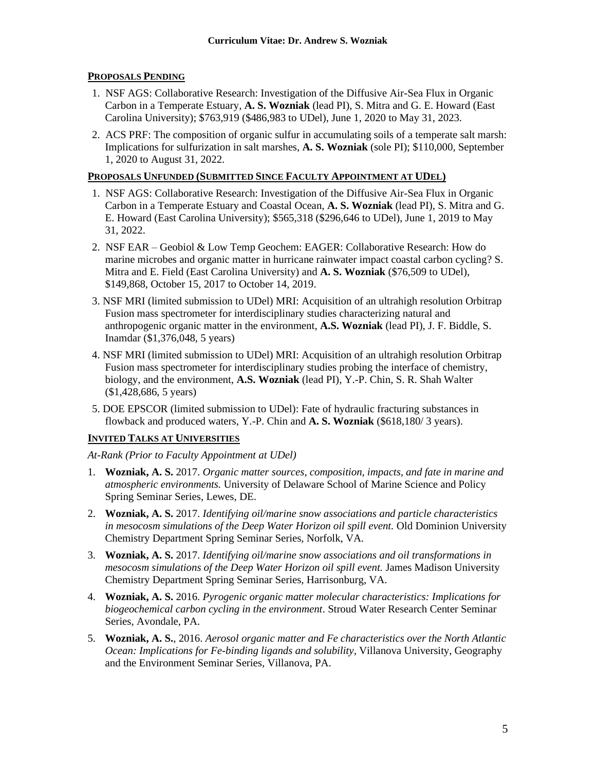## PROPOSALS PENDING

1. NSF AGS: Collaborative Research: Investigation of the Diffusive Air-Sea Flux in Organic Carbon in a Temperate Estuary, **A. S. Wozniak** (lead PI), S. Mitra and G. E. Howard (East Carolina University); $763,919 ($486,983 to UDel), June 1, 2020 to May 31, 2023.
2. ACS PRF: The composition of organic sulfur in accumulating soils of a temperate salt marsh: Implications for sulfurization in salt marshes, **A. S. Wozniak** (sole PI); $110,000, September 1, 2020 to August 31, 2022.

## PROPOSALS UNFUNDED (SUBMITTED SINCE FACULTY APPOINTMENT AT UDEL)

1. NSF AGS: Collaborative Research: Investigation of the Diffusive Air-Sea Flux in Organic Carbon in a Temperate Estuary and Coastal Ocean, **A. S. Wozniak** (lead PI), S. Mitra and G. E. Howard (East Carolina University); $565,318 ($296,646 to UDel), June 1, 2019 to May 31, 2022.
2. NSF EAR – Geobiol & Low Temp Geochem: EAGER: Collaborative Research: How do marine microbes and organic matter in hurricane rainwater impact coastal carbon cycling? S. Mitra and E. Field (East Carolina University) and **A. S. Wozniak** ($76,509 to UDel), $149,868, October 15, 2017 to October 14, 2019.
3. NSF MRI (limited submission to UDel) MRI: Acquisition of an ultrahigh resolution Orbitrap Fusion mass spectrometer for interdisciplinary studies characterizing natural and anthropogenic organic matter in the environment, **A.S. Wozniak** (lead PI), J. F. Biddle, S. Inamdar ($1,376,048, 5 years)
4. NSF MRI (limited submission to UDel) MRI: Acquisition of an ultrahigh resolution Orbitrap Fusion mass spectrometer for interdisciplinary studies probing the interface of chemistry, biology, and the environment, **A.S. Wozniak** (lead PI), Y.-P. Chin, S. R. Shah Walter ($1,428,686, 5 years)
5. DOE EPSCOR (limited submission to UDel): Fate of hydraulic fracturing substances in flowback and produced waters, Y.-P. Chin and **A. S. Wozniak** ($618,180/ 3 years).

## INVITED TALKS AT UNIVERSITIES

*At-Rank (Prior to Faculty Appointment at UDel)*

1. **Wozniak, A. S.** 2017. *Organic matter sources, composition, impacts, and fate in marine and atmospheric environments.* University of Delaware School of Marine Science and Policy Spring Seminar Series, Lewes, DE.
2. **Wozniak, A. S.** 2017. *Identifying oil/marine snow associations and particle characteristics in mesocosm simulations of the Deep Water Horizon oil spill event.* Old Dominion University Chemistry Department Spring Seminar Series, Norfolk, VA.
3. **Wozniak, A. S.** 2017. *Identifying oil/marine snow associations and oil transformations in mesocosm simulations of the Deep Water Horizon oil spill event.* James Madison University Chemistry Department Spring Seminar Series, Harrisonburg, VA.
4. **Wozniak, A. S.** 2016. *Pyrogenic organic matter molecular characteristics: Implications for biogeochemical carbon cycling in the environment*. Stroud Water Research Center Seminar Series, Avondale, PA.
5. **Wozniak, A. S.**, 2016. *Aerosol organic matter and Fe characteristics over the North Atlantic Ocean: Implications for Fe-binding ligands and solubility*, Villanova University, Geography and the Environment Seminar Series, Villanova, PA.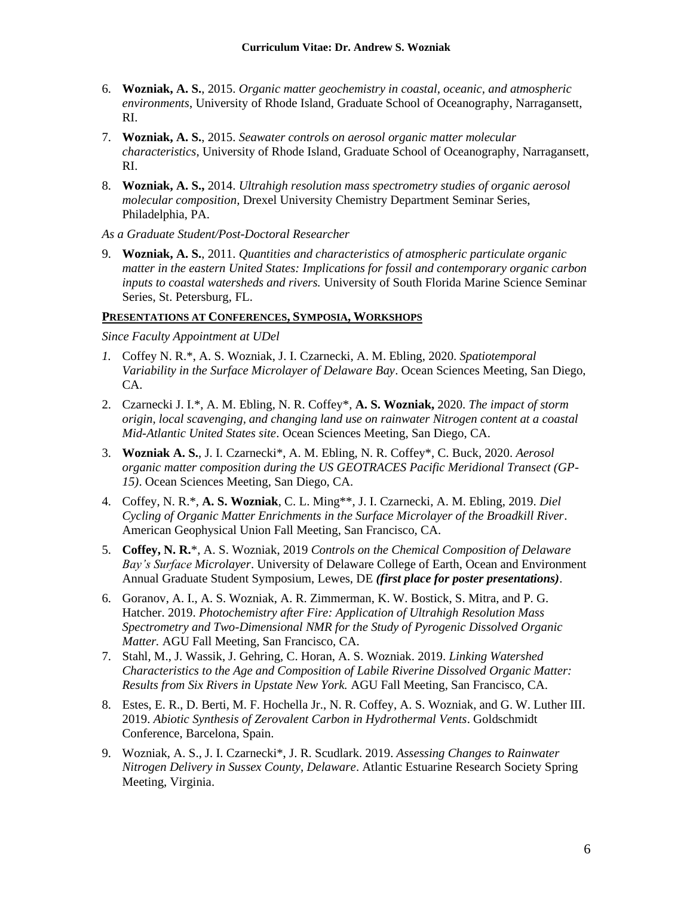6. **Wozniak, A. S.**, 2015. *Organic matter geochemistry in coastal, oceanic, and atmospheric environments*, University of Rhode Island, Graduate School of Oceanography, Narragansett, RI.

7. **Wozniak, A. S.**, 2015. *Seawater controls on aerosol organic matter molecular characteristics*, University of Rhode Island, Graduate School of Oceanography, Narragansett, RI.

8. **Wozniak, A. S.,** 2014. *Ultrahigh resolution mass spectrometry studies of organic aerosol molecular composition,* Drexel University Chemistry Department Seminar Series, Philadelphia, PA.

*As a Graduate Student/Post-Doctoral Researcher*

9. **Wozniak, A. S.**, 2011. *Quantities and characteristics of atmospheric particulate organic matter in the eastern United States: Implications for fossil and contemporary organic carbon inputs to coastal watersheds and rivers.* University of South Florida Marine Science Seminar Series, St. Petersburg, FL.

## PRESENTATIONS AT CONFERENCES, SYMPOSIA, WORKSHOPS

*Since Faculty Appointment at UDel*

1. Coffey N. R.*, A. S. Wozniak, J. I. Czarnecki, A. M. Ebling, 2020. *Spatiotemporal Variability in the Surface Microlayer of Delaware Bay*. Ocean Sciences Meeting, San Diego, CA.

2. Czarnecki J. I.*, A. M. Ebling, N. R. Coffey*, **A. S. Wozniak,** 2020. *The impact of storm origin, local scavenging, and changing land use on rainwater Nitrogen content at a coastal Mid-Atlantic United States site*. Ocean Sciences Meeting, San Diego, CA.

3. **Wozniak A. S.**, J. I. Czarnecki*, A. M. Ebling, N. R. Coffey*, C. Buck, 2020. *Aerosol organic matter composition during the US GEOTRACES Pacific Meridional Transect (GP-15)*. Ocean Sciences Meeting, San Diego, CA.

4. Coffey, N. R.*, **A. S. Wozniak**, C. L. Ming**, J. I. Czarnecki, A. M. Ebling, 2019. *Diel Cycling of Organic Matter Enrichments in the Surface Microlayer of the Broadkill River*. American Geophysical Union Fall Meeting, San Francisco, CA.

5. **Coffey, N. R.***, A. S. Wozniak, 2019 *Controls on the Chemical Composition of Delaware Bay's Surface Microlayer*. University of Delaware College of Earth, Ocean and Environment Annual Graduate Student Symposium, Lewes, DE ***(first place for poster presentations)***.

6. Goranov, A. I., A. S. Wozniak, A. R. Zimmerman, K. W. Bostick, S. Mitra, and P. G. Hatcher. 2019. *Photochemistry after Fire: Application of Ultrahigh Resolution Mass Spectrometry and Two-Dimensional NMR for the Study of Pyrogenic Dissolved Organic Matter.* AGU Fall Meeting, San Francisco, CA.

7. Stahl, M., J. Wassik, J. Gehring, C. Horan, A. S. Wozniak. 2019. *Linking Watershed Characteristics to the Age and Composition of Labile Riverine Dissolved Organic Matter: Results from Six Rivers in Upstate New York.* AGU Fall Meeting, San Francisco, CA.

8. Estes, E. R., D. Berti, M. F. Hochella Jr., N. R. Coffey, A. S. Wozniak, and G. W. Luther III. 2019. *Abiotic Synthesis of Zerovalent Carbon in Hydrothermal Vents*. Goldschmidt Conference, Barcelona, Spain.

9. Wozniak, A. S., J. I. Czarnecki*, J. R. Scudlark. 2019. *Assessing Changes to Rainwater Nitrogen Delivery in Sussex County, Delaware*. Atlantic Estuarine Research Society Spring Meeting, Virginia.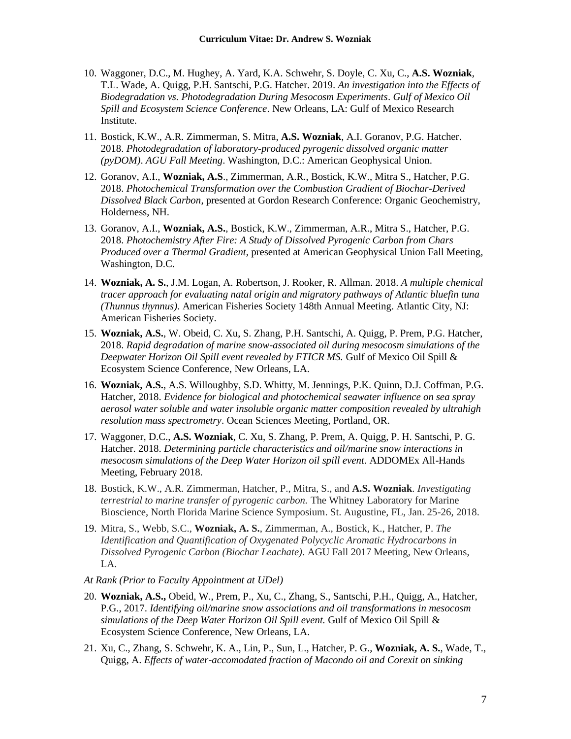10. Waggoner, D.C., M. Hughey, A. Yard, K.A. Schwehr, S. Doyle, C. Xu, C., **A.S. Wozniak**, T.L. Wade, A. Quigg, P.H. Santschi, P.G. Hatcher. 2019. *An investigation into the Effects of Biodegradation vs. Photodegradation During Mesocosm Experiments*. *Gulf of Mexico Oil Spill and Ecosystem Science Conference*. New Orleans, LA: Gulf of Mexico Research Institute.

11. Bostick, K.W., A.R. Zimmerman, S. Mitra, **A.S. Wozniak**, A.I. Goranov, P.G. Hatcher. 2018. *Photodegradation of laboratory-produced pyrogenic dissolved organic matter (pyDOM)*. *AGU Fall Meeting*. Washington, D.C.: American Geophysical Union.

12. Goranov, A.I., **Wozniak, A.S**., Zimmerman, A.R., Bostick, K.W., Mitra S., Hatcher, P.G. 2018. *Photochemical Transformation over the Combustion Gradient of Biochar-Derived Dissolved Black Carbon*, presented at Gordon Research Conference: Organic Geochemistry, Holderness, NH.

13. Goranov, A.I., **Wozniak, A.S.**, Bostick, K.W., Zimmerman, A.R., Mitra S., Hatcher, P.G. 2018. *Photochemistry After Fire: A Study of Dissolved Pyrogenic Carbon from Chars Produced over a Thermal Gradient*, presented at American Geophysical Union Fall Meeting, Washington, D.C.

14. **Wozniak, A. S.**, J.M. Logan, A. Robertson, J. Rooker, R. Allman. 2018. *A multiple chemical tracer approach for evaluating natal origin and migratory pathways of Atlantic bluefin tuna (Thunnus thynnus)*. American Fisheries Society 148th Annual Meeting. Atlantic City, NJ: American Fisheries Society.

15. **Wozniak, A.S.**, W. Obeid, C. Xu, S. Zhang, P.H. Santschi, A. Quigg, P. Prem, P.G. Hatcher, 2018. *Rapid degradation of marine snow-associated oil during mesocosm simulations of the Deepwater Horizon Oil Spill event revealed by FTICR MS.* Gulf of Mexico Oil Spill & Ecosystem Science Conference, New Orleans, LA.

16. **Wozniak, A.S.**, A.S. Willoughby, S.D. Whitty, M. Jennings, P.K. Quinn, D.J. Coffman, P.G. Hatcher, 2018. *Evidence for biological and photochemical seawater influence on sea spray aerosol water soluble and water insoluble organic matter composition revealed by ultrahigh resolution mass spectrometry*. Ocean Sciences Meeting, Portland, OR.

17. Waggoner, D.C., **A.S. Wozniak**, C. Xu, S. Zhang, P. Prem, A. Quigg, P. H. Santschi, P. G. Hatcher. 2018. *Determining particle characteristics and oil/marine snow interactions in mesocosm simulations of the Deep Water Horizon oil spill event*. ADDOMEx All-Hands Meeting, February 2018.

18. Bostick, K.W., A.R. Zimmerman, Hatcher, P., Mitra, S., and **A.S. Wozniak**. *Investigating terrestrial to marine transfer of pyrogenic carbon.* The Whitney Laboratory for Marine Bioscience, North Florida Marine Science Symposium. St. Augustine, FL, Jan. 25-26, 2018.

19. Mitra, S., Webb, S.C., **Wozniak, A. S.**, Zimmerman, A., Bostick, K., Hatcher, P. *The Identification and Quantification of Oxygenated Polycyclic Aromatic Hydrocarbons in Dissolved Pyrogenic Carbon (Biochar Leachate)*. AGU Fall 2017 Meeting, New Orleans, LA.

*At Rank (Prior to Faculty Appointment at UDel)*

20. **Wozniak, A.S.,** Obeid, W., Prem, P., Xu, C., Zhang, S., Santschi, P.H., Quigg, A., Hatcher, P.G., 2017. *Identifying oil/marine snow associations and oil transformations in mesocosm simulations of the Deep Water Horizon Oil Spill event.* Gulf of Mexico Oil Spill & Ecosystem Science Conference, New Orleans, LA.

21. Xu, C., Zhang, S. Schwehr, K. A., Lin, P., Sun, L., Hatcher, P. G., **Wozniak, A. S.**, Wade, T., Quigg, A. *Effects of water-accomodated fraction of Macondo oil and Corexit on sinking*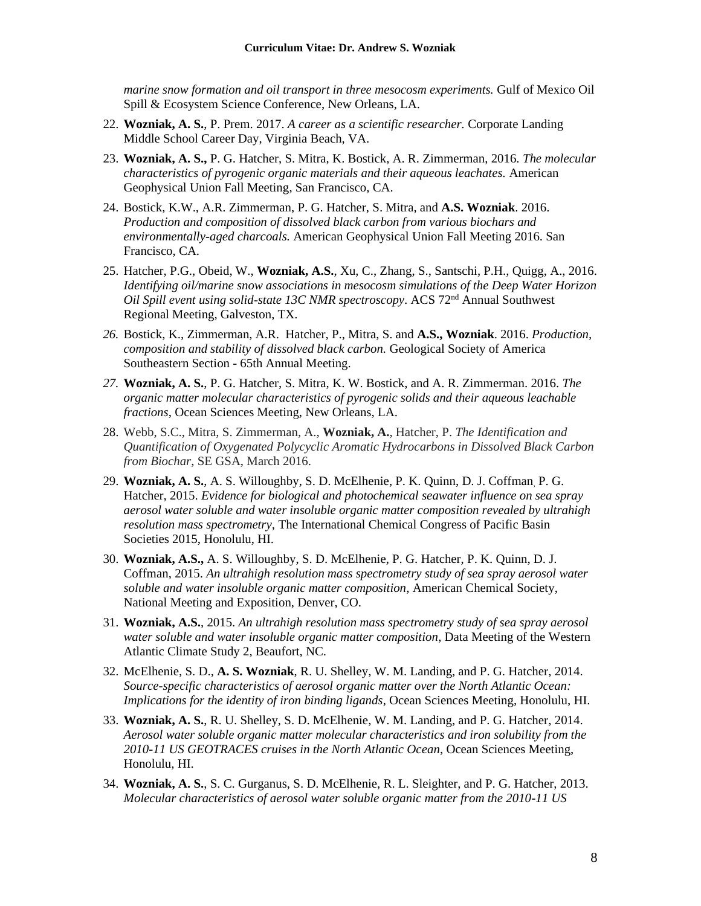*marine snow formation and oil transport in three mesocosm experiments.* Gulf of Mexico Oil Spill & Ecosystem Science Conference, New Orleans, LA.

22. **Wozniak, A. S.**, P. Prem. 2017. *A career as a scientific researcher.* Corporate Landing Middle School Career Day, Virginia Beach, VA.
23. **Wozniak, A. S.,** P. G. Hatcher, S. Mitra, K. Bostick, A. R. Zimmerman, 2016. *The molecular characteristics of pyrogenic organic materials and their aqueous leachates.* American Geophysical Union Fall Meeting, San Francisco, CA.
24. Bostick, K.W., A.R. Zimmerman, P. G. Hatcher, S. Mitra, and **A.S. Wozniak**. 2016. *Production and composition of dissolved black carbon from various biochars and environmentally-aged charcoals.* American Geophysical Union Fall Meeting 2016. San Francisco, CA.
25. Hatcher, P.G., Obeid, W., **Wozniak, A.S.**, Xu, C., Zhang, S., Santschi, P.H., Quigg, A., 2016. *Identifying oil/marine snow associations in mesocosm simulations of the Deep Water Horizon Oil Spill event using solid-state 13C NMR spectroscopy*. ACS 72nd Annual Southwest Regional Meeting, Galveston, TX.
26. Bostick, K., Zimmerman, A.R. Hatcher, P., Mitra, S. and **A.S., Wozniak**. 2016. *Production, composition and stability of dissolved black carbon.* Geological Society of America Southeastern Section - 65th Annual Meeting.
27. **Wozniak, A. S.**, P. G. Hatcher, S. Mitra, K. W. Bostick, and A. R. Zimmerman. 2016. *The organic matter molecular characteristics of pyrogenic solids and their aqueous leachable fractions*, Ocean Sciences Meeting, New Orleans, LA.
28. Webb, S.C., Mitra, S. Zimmerman, A., **Wozniak, A.**, Hatcher, P. *The Identification and Quantification of Oxygenated Polycyclic Aromatic Hydrocarbons in Dissolved Black Carbon from Biochar*, SE GSA, March 2016.
29. **Wozniak, A. S.**, A. S. Willoughby, S. D. McElhenie, P. K. Quinn, D. J. Coffman, P. G. Hatcher, 2015. *Evidence for biological and photochemical seawater influence on sea spray aerosol water soluble and water insoluble organic matter composition revealed by ultrahigh resolution mass spectrometry,* The International Chemical Congress of Pacific Basin Societies 2015, Honolulu, HI.
30. **Wozniak, A.S.,** A. S. Willoughby, S. D. McElhenie, P. G. Hatcher, P. K. Quinn, D. J. Coffman, 2015. *An ultrahigh resolution mass spectrometry study of sea spray aerosol water soluble and water insoluble organic matter composition*, American Chemical Society, National Meeting and Exposition, Denver, CO.
31. **Wozniak, A.S.**, 2015. *An ultrahigh resolution mass spectrometry study of sea spray aerosol water soluble and water insoluble organic matter composition*, Data Meeting of the Western Atlantic Climate Study 2, Beaufort, NC.
32. McElhenie, S. D., **A. S. Wozniak**, R. U. Shelley, W. M. Landing, and P. G. Hatcher, 2014. *Source-specific characteristics of aerosol organic matter over the North Atlantic Ocean: Implications for the identity of iron binding ligands*, Ocean Sciences Meeting, Honolulu, HI.
33. **Wozniak, A. S.**, R. U. Shelley, S. D. McElhenie, W. M. Landing, and P. G. Hatcher, 2014. *Aerosol water soluble organic matter molecular characteristics and iron solubility from the 2010-11 US GEOTRACES cruises in the North Atlantic Ocean*, Ocean Sciences Meeting, Honolulu, HI.
34. **Wozniak, A. S.**, S. C. Gurganus, S. D. McElhenie, R. L. Sleighter, and P. G. Hatcher, 2013. *Molecular characteristics of aerosol water soluble organic matter from the 2010-11 US*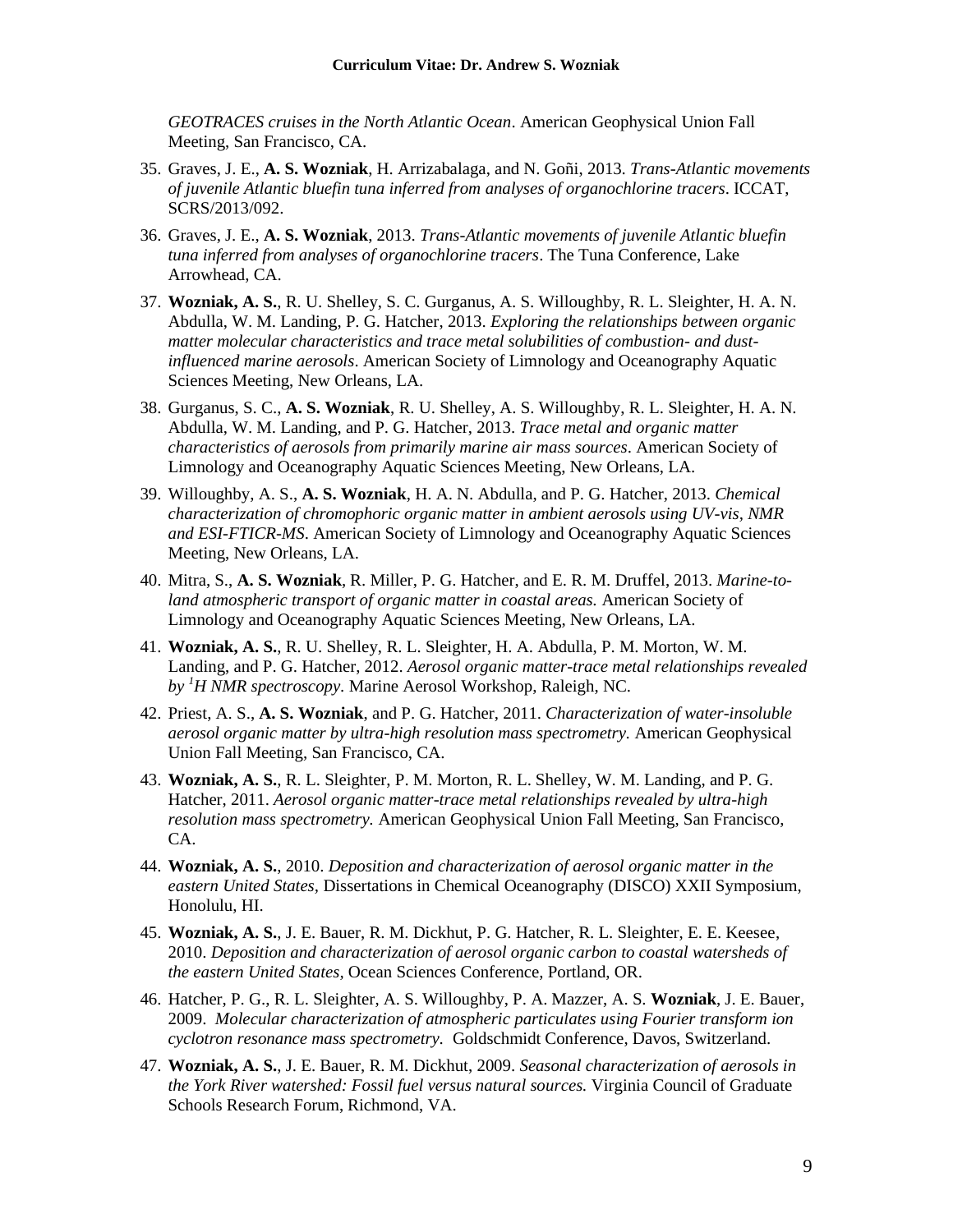*GEOTRACES cruises in the North Atlantic Ocean*. American Geophysical Union Fall Meeting, San Francisco, CA.

35. Graves, J. E., **A. S. Wozniak**, H. Arrizabalaga, and N. Goñi, 2013. *Trans-Atlantic movements of juvenile Atlantic bluefin tuna inferred from analyses of organochlorine tracers*. ICCAT, SCRS/2013/092.

36. Graves, J. E., **A. S. Wozniak**, 2013. *Trans-Atlantic movements of juvenile Atlantic bluefin tuna inferred from analyses of organochlorine tracers*. The Tuna Conference, Lake Arrowhead, CA.

37. **Wozniak, A. S.**, R. U. Shelley, S. C. Gurganus, A. S. Willoughby, R. L. Sleighter, H. A. N. Abdulla, W. M. Landing, P. G. Hatcher, 2013. *Exploring the relationships between organic matter molecular characteristics and trace metal solubilities of combustion- and dust-influenced marine aerosols*. American Society of Limnology and Oceanography Aquatic Sciences Meeting, New Orleans, LA.

38. Gurganus, S. C., **A. S. Wozniak**, R. U. Shelley, A. S. Willoughby, R. L. Sleighter, H. A. N. Abdulla, W. M. Landing, and P. G. Hatcher, 2013. *Trace metal and organic matter characteristics of aerosols from primarily marine air mass sources*. American Society of Limnology and Oceanography Aquatic Sciences Meeting, New Orleans, LA.

39. Willoughby, A. S., **A. S. Wozniak**, H. A. N. Abdulla, and P. G. Hatcher, 2013. *Chemical characterization of chromophoric organic matter in ambient aerosols using UV-vis, NMR and ESI-FTICR-MS*. American Society of Limnology and Oceanography Aquatic Sciences Meeting, New Orleans, LA.

40. Mitra, S., **A. S. Wozniak**, R. Miller, P. G. Hatcher, and E. R. M. Druffel, 2013. *Marine-to-land atmospheric transport of organic matter in coastal areas.* American Society of Limnology and Oceanography Aquatic Sciences Meeting, New Orleans, LA.

41. **Wozniak, A. S.**, R. U. Shelley, R. L. Sleighter, H. A. Abdulla, P. M. Morton, W. M. Landing, and P. G. Hatcher, 2012. *Aerosol organic matter-trace metal relationships revealed by $^{1}H$ NMR spectroscopy*. Marine Aerosol Workshop, Raleigh, NC.

42. Priest, A. S., **A. S. Wozniak**, and P. G. Hatcher, 2011. *Characterization of water-insoluble aerosol organic matter by ultra-high resolution mass spectrometry.* American Geophysical Union Fall Meeting, San Francisco, CA.

43. **Wozniak, A. S.**, R. L. Sleighter, P. M. Morton, R. L. Shelley, W. M. Landing, and P. G. Hatcher, 2011. *Aerosol organic matter-trace metal relationships revealed by ultra-high resolution mass spectrometry.* American Geophysical Union Fall Meeting, San Francisco, CA.

44. **Wozniak, A. S.**, 2010. *Deposition and characterization of aerosol organic matter in the eastern United States,* Dissertations in Chemical Oceanography (DISCO) XXII Symposium, Honolulu, HI.

45. **Wozniak, A. S.**, J. E. Bauer, R. M. Dickhut, P. G. Hatcher, R. L. Sleighter, E. E. Keesee, 2010. *Deposition and characterization of aerosol organic carbon to coastal watersheds of the eastern United States,* Ocean Sciences Conference, Portland, OR.

46. Hatcher, P. G., R. L. Sleighter, A. S. Willoughby, P. A. Mazzer, A. S. **Wozniak**, J. E. Bauer, 2009. *Molecular characterization of atmospheric particulates using Fourier transform ion cyclotron resonance mass spectrometry.* Goldschmidt Conference, Davos, Switzerland.

47. **Wozniak, A. S.**, J. E. Bauer, R. M. Dickhut, 2009. *Seasonal characterization of aerosols in the York River watershed: Fossil fuel versus natural sources.* Virginia Council of Graduate Schools Research Forum, Richmond, VA.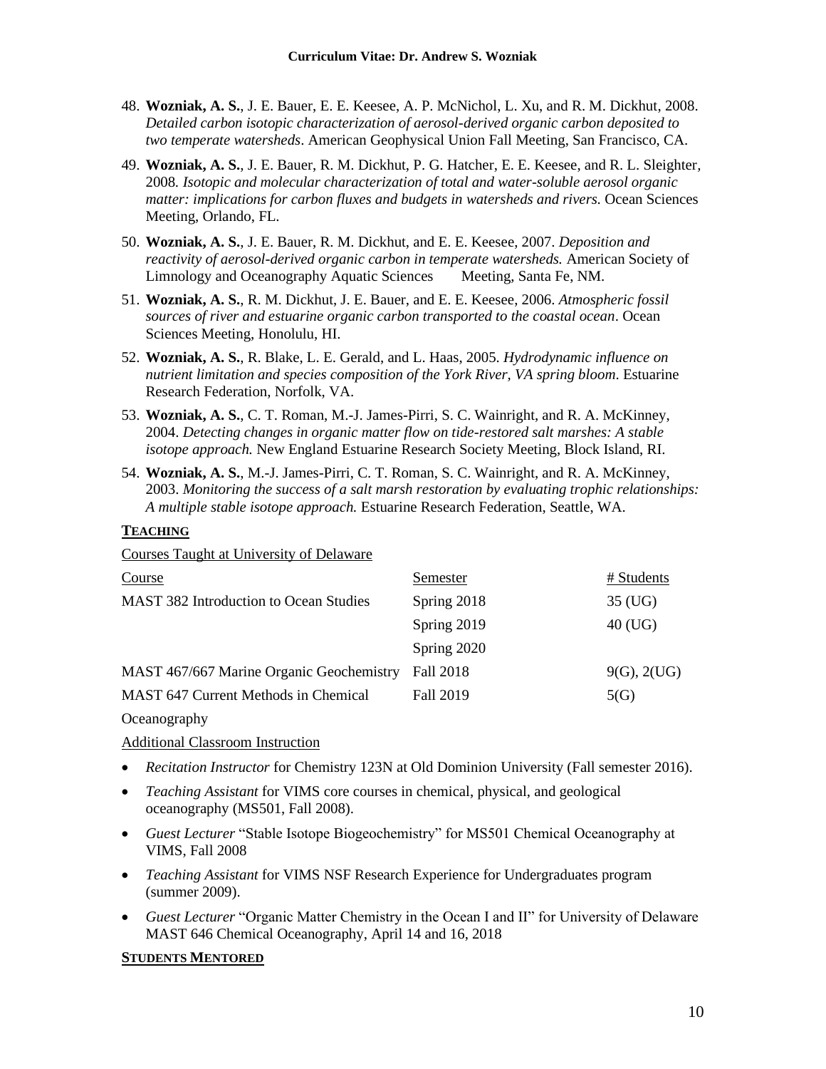48. **Wozniak, A. S.**, J. E. Bauer, E. E. Keesee, A. P. McNichol, L. Xu, and R. M. Dickhut, 2008. *Detailed carbon isotopic characterization of aerosol-derived organic carbon deposited to two temperate watersheds*. American Geophysical Union Fall Meeting, San Francisco, CA.

49. **Wozniak, A. S.**, J. E. Bauer, R. M. Dickhut, P. G. Hatcher, E. E. Keesee, and R. L. Sleighter, 2008. *Isotopic and molecular characterization of total and water-soluble aerosol organic matter: implications for carbon fluxes and budgets in watersheds and rivers.* Ocean Sciences Meeting, Orlando, FL.

50. **Wozniak, A. S.**, J. E. Bauer, R. M. Dickhut, and E. E. Keesee, 2007. *Deposition and reactivity of aerosol-derived organic carbon in temperate watersheds.* American Society of Limnology and Oceanography Aquatic Sciences Meeting, Santa Fe, NM.

51. **Wozniak, A. S.**, R. M. Dickhut, J. E. Bauer, and E. E. Keesee, 2006. *Atmospheric fossil sources of river and estuarine organic carbon transported to the coastal ocean*. Ocean Sciences Meeting, Honolulu, HI.

52. **Wozniak, A. S.**, R. Blake, L. E. Gerald, and L. Haas, 2005. *Hydrodynamic influence on nutrient limitation and species composition of the York River, VA spring bloom*. Estuarine Research Federation, Norfolk, VA.

53. **Wozniak, A. S.**, C. T. Roman, M.-J. James-Pirri, S. C. Wainright, and R. A. McKinney, 2004. *Detecting changes in organic matter flow on tide-restored salt marshes: A stable isotope approach.* New England Estuarine Research Society Meeting, Block Island, RI.

54. **Wozniak, A. S.**, M.-J. James-Pirri, C. T. Roman, S. C. Wainright, and R. A. McKinney, 2003. *Monitoring the success of a salt marsh restoration by evaluating trophic relationships: A multiple stable isotope approach.* Estuarine Research Federation, Seattle, WA.

## TEACHING

Courses Taught at University of Delaware

| Course | Semester | # Students |
|---|---|---|
| MAST 382 Introduction to Ocean Studies | Spring 2018 | 35 (UG) |
| | Spring 2019 | 40 (UG) |
| | Spring 2020 | |
| MAST 467/667 Marine Organic Geochemistry | Fall 2018 | 9(G), 2(UG) |
| MAST 647 Current Methods in Chemical Oceanography | Fall 2019 | 5(G) |

Additional Classroom Instruction

- *Recitation Instructor* for Chemistry 123N at Old Dominion University (Fall semester 2016).
- *Teaching Assistant* for VIMS core courses in chemical, physical, and geological oceanography (MS501, Fall 2008).
- *Guest Lecturer* "Stable Isotope Biogeochemistry" for MS501 Chemical Oceanography at VIMS, Fall 2008
- *Teaching Assistant* for VIMS NSF Research Experience for Undergraduates program (summer 2009).
- *Guest Lecturer* "Organic Matter Chemistry in the Ocean I and II" for University of Delaware MAST 646 Chemical Oceanography, April 14 and 16, 2018

## STUDENTS MENTORED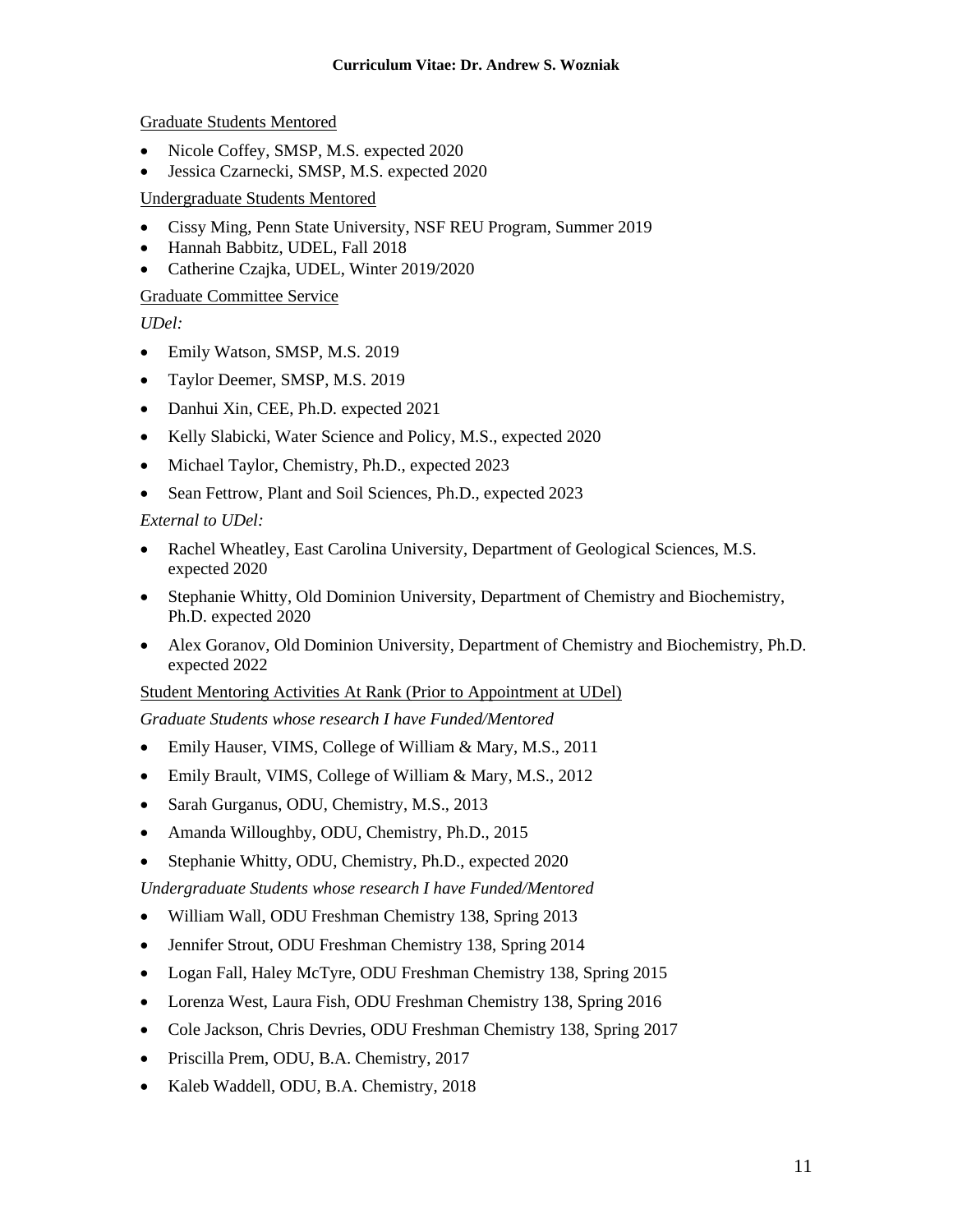Graduate Students Mentored

- Nicole Coffey, SMSP, M.S. expected 2020
- Jessica Czarnecki, SMSP, M.S. expected 2020

Undergraduate Students Mentored

- Cissy Ming, Penn State University, NSF REU Program, Summer 2019
- Hannah Babbitz, UDEL, Fall 2018
- Catherine Czajka, UDEL, Winter 2019/2020

Graduate Committee Service

*UDel:*

- Emily Watson, SMSP, M.S. 2019
- Taylor Deemer, SMSP, M.S. 2019
- Danhui Xin, CEE, Ph.D. expected 2021
- Kelly Slabicki, Water Science and Policy, M.S., expected 2020
- Michael Taylor, Chemistry, Ph.D., expected 2023
- Sean Fettrow, Plant and Soil Sciences, Ph.D., expected 2023

*External to UDel:*

- Rachel Wheatley, East Carolina University, Department of Geological Sciences, M.S. expected 2020
- Stephanie Whitty, Old Dominion University, Department of Chemistry and Biochemistry, Ph.D. expected 2020
- Alex Goranov, Old Dominion University, Department of Chemistry and Biochemistry, Ph.D. expected 2022

Student Mentoring Activities At Rank (Prior to Appointment at UDel)

*Graduate Students whose research I have Funded/Mentored*

- Emily Hauser, VIMS, College of William & Mary, M.S., 2011
- Emily Brault, VIMS, College of William & Mary, M.S., 2012
- Sarah Gurganus, ODU, Chemistry, M.S., 2013
- Amanda Willoughby, ODU, Chemistry, Ph.D., 2015
- Stephanie Whitty, ODU, Chemistry, Ph.D., expected 2020

*Undergraduate Students whose research I have Funded/Mentored*

- William Wall, ODU Freshman Chemistry 138, Spring 2013
- Jennifer Strout, ODU Freshman Chemistry 138, Spring 2014
- Logan Fall, Haley McTyre, ODU Freshman Chemistry 138, Spring 2015
- Lorenza West, Laura Fish, ODU Freshman Chemistry 138, Spring 2016
- Cole Jackson, Chris Devries, ODU Freshman Chemistry 138, Spring 2017
- Priscilla Prem, ODU, B.A. Chemistry, 2017
- Kaleb Waddell, ODU, B.A. Chemistry, 2018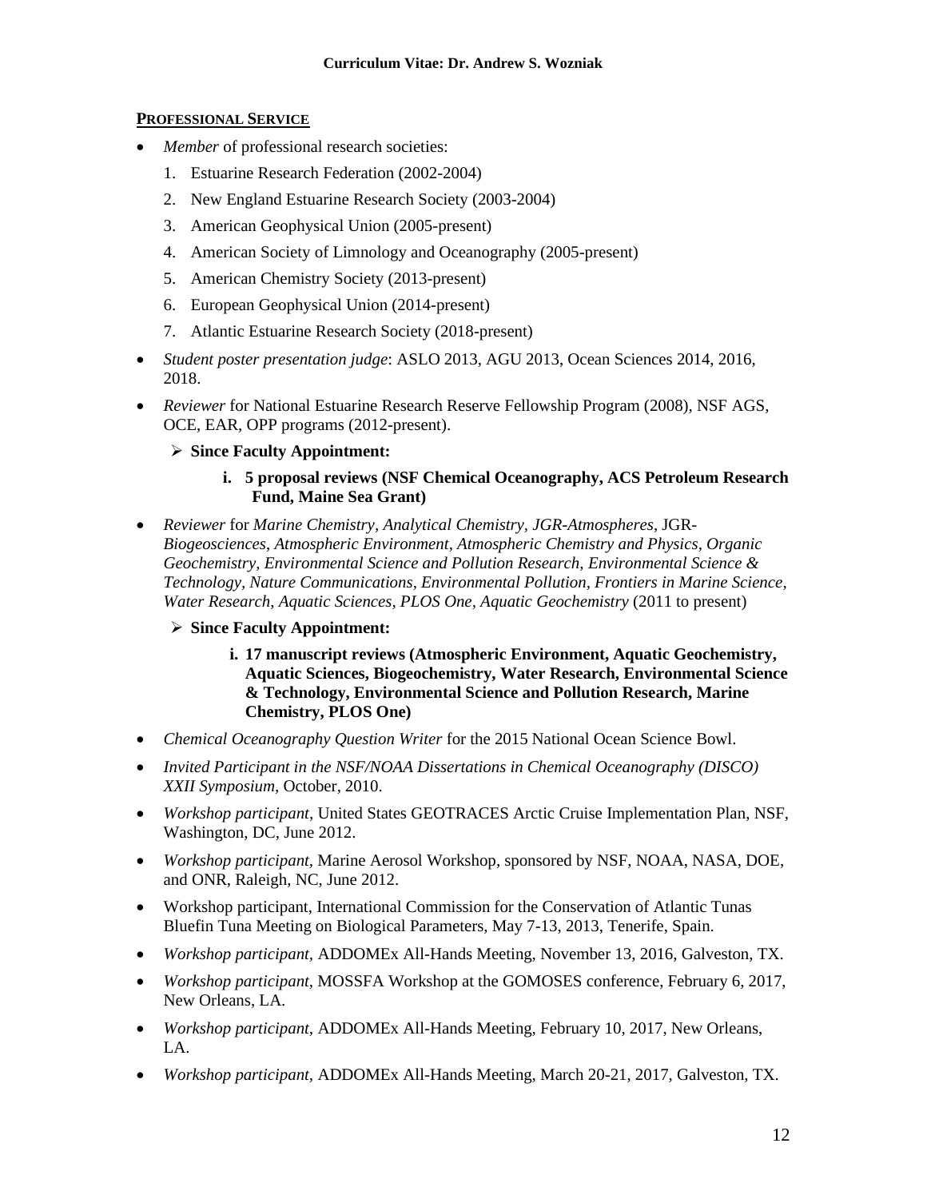## PROFESSIONAL SERVICE

- *Member* of professional research societies:
  1. Estuarine Research Federation (2002-2004)
  2. New England Estuarine Research Society (2003-2004)
  3. American Geophysical Union (2005-present)
  4. American Society of Limnology and Oceanography (2005-present)
  5. American Chemistry Society (2013-present)
  6. European Geophysical Union (2014-present)
  7. Atlantic Estuarine Research Society (2018-present)
- *Student poster presentation judge*: ASLO 2013, AGU 2013, Ocean Sciences 2014, 2016, 2018.
- *Reviewer* for National Estuarine Research Reserve Fellowship Program (2008), NSF AGS, OCE, EAR, OPP programs (2012-present).
  - **Since Faculty Appointment:**
    - **i. 5 proposal reviews (NSF Chemical Oceanography, ACS Petroleum Research Fund, Maine Sea Grant)**
- *Reviewer* for *Marine Chemistry*, *Analytical Chemistry, JGR-Atmospheres*, JGR-*Biogeosciences*, *Atmospheric Environment*, *Atmospheric Chemistry and Physics*, *Organic Geochemistry, Environmental Science and Pollution Research, Environmental Science & Technology, Nature Communications, Environmental Pollution, Frontiers in Marine Science, Water Research, Aquatic Sciences, PLOS One, Aquatic Geochemistry* (2011 to present)
  - **Since Faculty Appointment:**
    - **i. 17 manuscript reviews (Atmospheric Environment, Aquatic Geochemistry, Aquatic Sciences, Biogeochemistry, Water Research, Environmental Science & Technology, Environmental Science and Pollution Research, Marine Chemistry, PLOS One)**
- *Chemical Oceanography Question Writer* for the 2015 National Ocean Science Bowl.
- *Invited Participant in the NSF/NOAA Dissertations in Chemical Oceanography (DISCO) XXII Symposium*, October, 2010.
- *Workshop participant*, United States GEOTRACES Arctic Cruise Implementation Plan, NSF, Washington, DC, June 2012.
- *Workshop participant*, Marine Aerosol Workshop, sponsored by NSF, NOAA, NASA, DOE, and ONR, Raleigh, NC, June 2012.
- Workshop participant, International Commission for the Conservation of Atlantic Tunas Bluefin Tuna Meeting on Biological Parameters, May 7-13, 2013, Tenerife, Spain.
- *Workshop participant*, ADDOMEx All-Hands Meeting, November 13, 2016, Galveston, TX.
- *Workshop participant*, MOSSFA Workshop at the GOMOSES conference, February 6, 2017, New Orleans, LA.
- *Workshop participant*, ADDOMEx All-Hands Meeting, February 10, 2017, New Orleans, LA.
- *Workshop participant*, ADDOMEx All-Hands Meeting, March 20-21, 2017, Galveston, TX.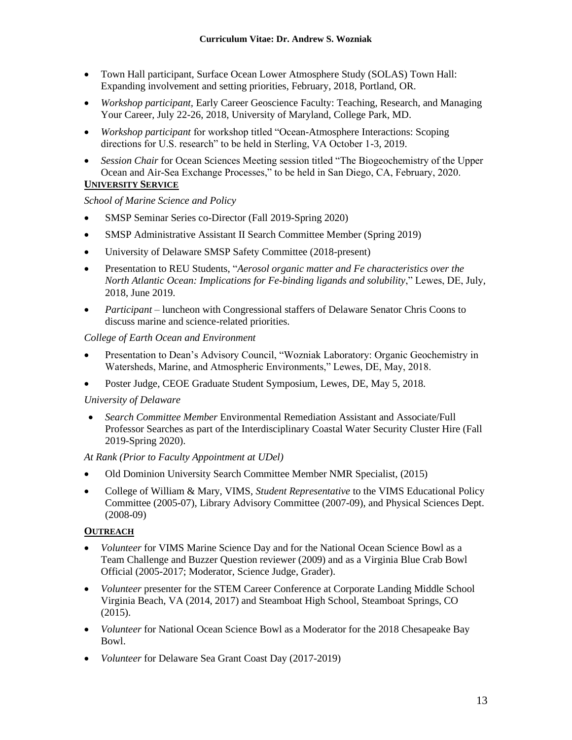- Town Hall participant, Surface Ocean Lower Atmosphere Study (SOLAS) Town Hall: Expanding involvement and setting priorities, February, 2018, Portland, OR.
- *Workshop participant*, Early Career Geoscience Faculty: Teaching, Research, and Managing Your Career, July 22-26, 2018, University of Maryland, College Park, MD.
- *Workshop participant* for workshop titled "Ocean-Atmosphere Interactions: Scoping directions for U.S. research" to be held in Sterling, VA October 1-3, 2019.
- *Session Chair* for Ocean Sciences Meeting session titled "The Biogeochemistry of the Upper Ocean and Air-Sea Exchange Processes," to be held in San Diego, CA, February, 2020.

## UNIVERSITY SERVICE

*School of Marine Science and Policy*

- SMSP Seminar Series co-Director (Fall 2019-Spring 2020)
- SMSP Administrative Assistant II Search Committee Member (Spring 2019)
- University of Delaware SMSP Safety Committee (2018-present)
- Presentation to REU Students, "*Aerosol organic matter and Fe characteristics over the North Atlantic Ocean: Implications for Fe-binding ligands and solubility*," Lewes, DE, July, 2018, June 2019.
- *Participant* – luncheon with Congressional staffers of Delaware Senator Chris Coons to discuss marine and science-related priorities.

*College of Earth Ocean and Environment*

- Presentation to Dean's Advisory Council, "Wozniak Laboratory: Organic Geochemistry in Watersheds, Marine, and Atmospheric Environments," Lewes, DE, May, 2018.
- Poster Judge, CEOE Graduate Student Symposium, Lewes, DE, May 5, 2018.

*University of Delaware*

- *Search Committee Member* Environmental Remediation Assistant and Associate/Full Professor Searches as part of the Interdisciplinary Coastal Water Security Cluster Hire (Fall 2019-Spring 2020).

*At Rank (Prior to Faculty Appointment at UDel)*

- Old Dominion University Search Committee Member NMR Specialist, (2015)
- College of William & Mary, VIMS, *Student Representative* to the VIMS Educational Policy Committee (2005-07), Library Advisory Committee (2007-09), and Physical Sciences Dept. (2008-09)

## OUTREACH

- *Volunteer* for VIMS Marine Science Day and for the National Ocean Science Bowl as a Team Challenge and Buzzer Question reviewer (2009) and as a Virginia Blue Crab Bowl Official (2005-2017; Moderator, Science Judge, Grader).
- *Volunteer* presenter for the STEM Career Conference at Corporate Landing Middle School Virginia Beach, VA (2014, 2017) and Steamboat High School, Steamboat Springs, CO (2015).
- *Volunteer* for National Ocean Science Bowl as a Moderator for the 2018 Chesapeake Bay Bowl.
- *Volunteer* for Delaware Sea Grant Coast Day (2017-2019)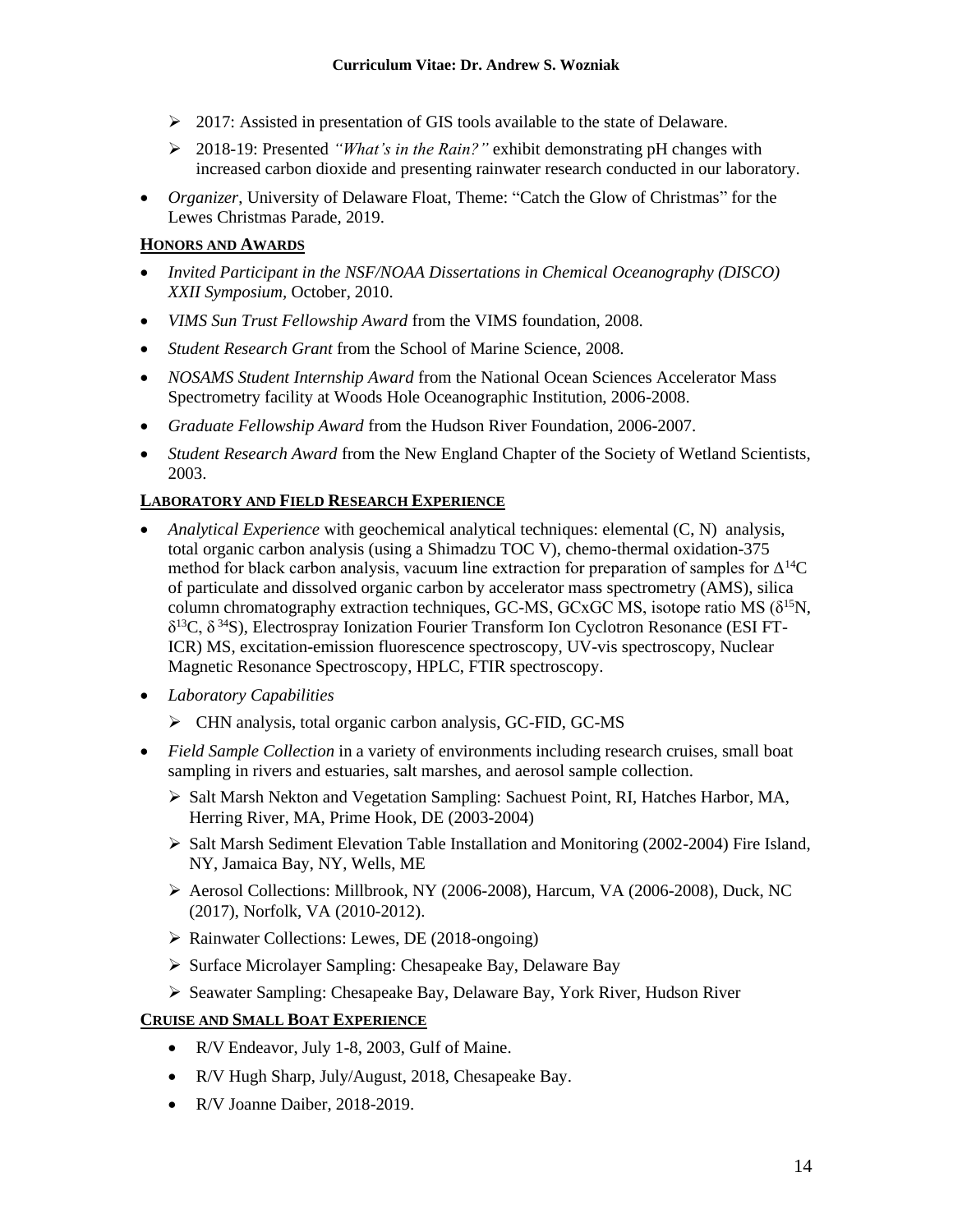- 2017: Assisted in presentation of GIS tools available to the state of Delaware.
- 2018-19: Presented *"What's in the Rain?"* exhibit demonstrating pH changes with increased carbon dioxide and presenting rainwater research conducted in our laboratory.

- *Organizer*, University of Delaware Float, Theme: "Catch the Glow of Christmas" for the Lewes Christmas Parade, 2019.

## HONORS AND AWARDS

- *Invited Participant in the NSF/NOAA Dissertations in Chemical Oceanography (DISCO) XXII Symposium*, October, 2010.
- *VIMS Sun Trust Fellowship Award* from the VIMS foundation, 2008.
- *Student Research Grant* from the School of Marine Science, 2008.
- *NOSAMS Student Internship Award* from the National Ocean Sciences Accelerator Mass Spectrometry facility at Woods Hole Oceanographic Institution, 2006-2008.
- *Graduate Fellowship Award* from the Hudson River Foundation, 2006-2007.
- *Student Research Award* from the New England Chapter of the Society of Wetland Scientists, 2003.

## LABORATORY AND FIELD RESEARCH EXPERIENCE

- *Analytical Experience* with geochemical analytical techniques: elemental (C, N) analysis, total organic carbon analysis (using a Shimadzu TOC V), chemo-thermal oxidation-375 method for black carbon analysis, vacuum line extraction for preparation of samples for $\Delta^{14}C$ of particulate and dissolved organic carbon by accelerator mass spectrometry (AMS), silica column chromatography extraction techniques, GC-MS, GCxGC MS, isotope ratio MS ($\delta^{15}N$, $\delta^{13}C$, $\delta^{34}S$), Electrospray Ionization Fourier Transform Ion Cyclotron Resonance (ESI FT-ICR) MS, excitation-emission fluorescence spectroscopy, UV-vis spectroscopy, Nuclear Magnetic Resonance Spectroscopy, HPLC, FTIR spectroscopy.
- *Laboratory Capabilities*
  - CHN analysis, total organic carbon analysis, GC-FID, GC-MS
- *Field Sample Collection* in a variety of environments including research cruises, small boat sampling in rivers and estuaries, salt marshes, and aerosol sample collection.
  - Salt Marsh Nekton and Vegetation Sampling: Sachuest Point, RI, Hatches Harbor, MA, Herring River, MA, Prime Hook, DE (2003-2004)
  - Salt Marsh Sediment Elevation Table Installation and Monitoring (2002-2004) Fire Island, NY, Jamaica Bay, NY, Wells, ME
  - Aerosol Collections: Millbrook, NY (2006-2008), Harcum, VA (2006-2008), Duck, NC (2017), Norfolk, VA (2010-2012).
  - Rainwater Collections: Lewes, DE (2018-ongoing)
  - Surface Microlayer Sampling: Chesapeake Bay, Delaware Bay
  - Seawater Sampling: Chesapeake Bay, Delaware Bay, York River, Hudson River

## CRUISE AND SMALL BOAT EXPERIENCE

- R/V Endeavor, July 1-8, 2003, Gulf of Maine.
- R/V Hugh Sharp, July/August, 2018, Chesapeake Bay.
- R/V Joanne Daiber, 2018-2019.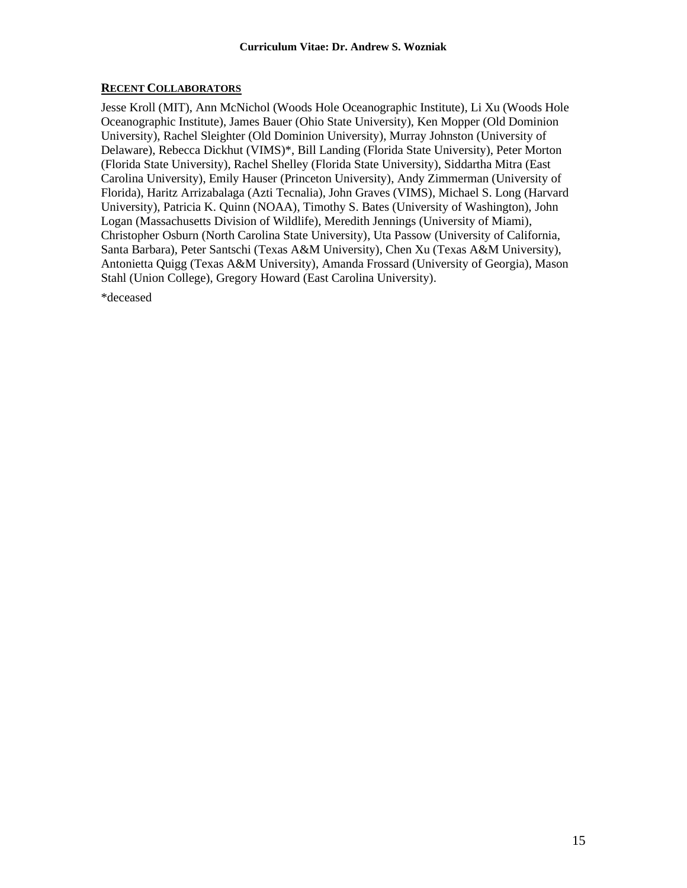## RECENT COLLABORATORS

Jesse Kroll (MIT), Ann McNichol (Woods Hole Oceanographic Institute), Li Xu (Woods Hole Oceanographic Institute), James Bauer (Ohio State University), Ken Mopper (Old Dominion University), Rachel Sleighter (Old Dominion University), Murray Johnston (University of Delaware), Rebecca Dickhut (VIMS)*, Bill Landing (Florida State University), Peter Morton (Florida State University), Rachel Shelley (Florida State University), Siddartha Mitra (East Carolina University), Emily Hauser (Princeton University), Andy Zimmerman (University of Florida), Haritz Arrizabalaga (Azti Tecnalia), John Graves (VIMS), Michael S. Long (Harvard University), Patricia K. Quinn (NOAA), Timothy S. Bates (University of Washington), John Logan (Massachusetts Division of Wildlife), Meredith Jennings (University of Miami), Christopher Osburn (North Carolina State University), Uta Passow (University of California, Santa Barbara), Peter Santschi (Texas A&M University), Chen Xu (Texas A&M University), Antonietta Quigg (Texas A&M University), Amanda Frossard (University of Georgia), Mason Stahl (Union College), Gregory Howard (East Carolina University).

*deceased